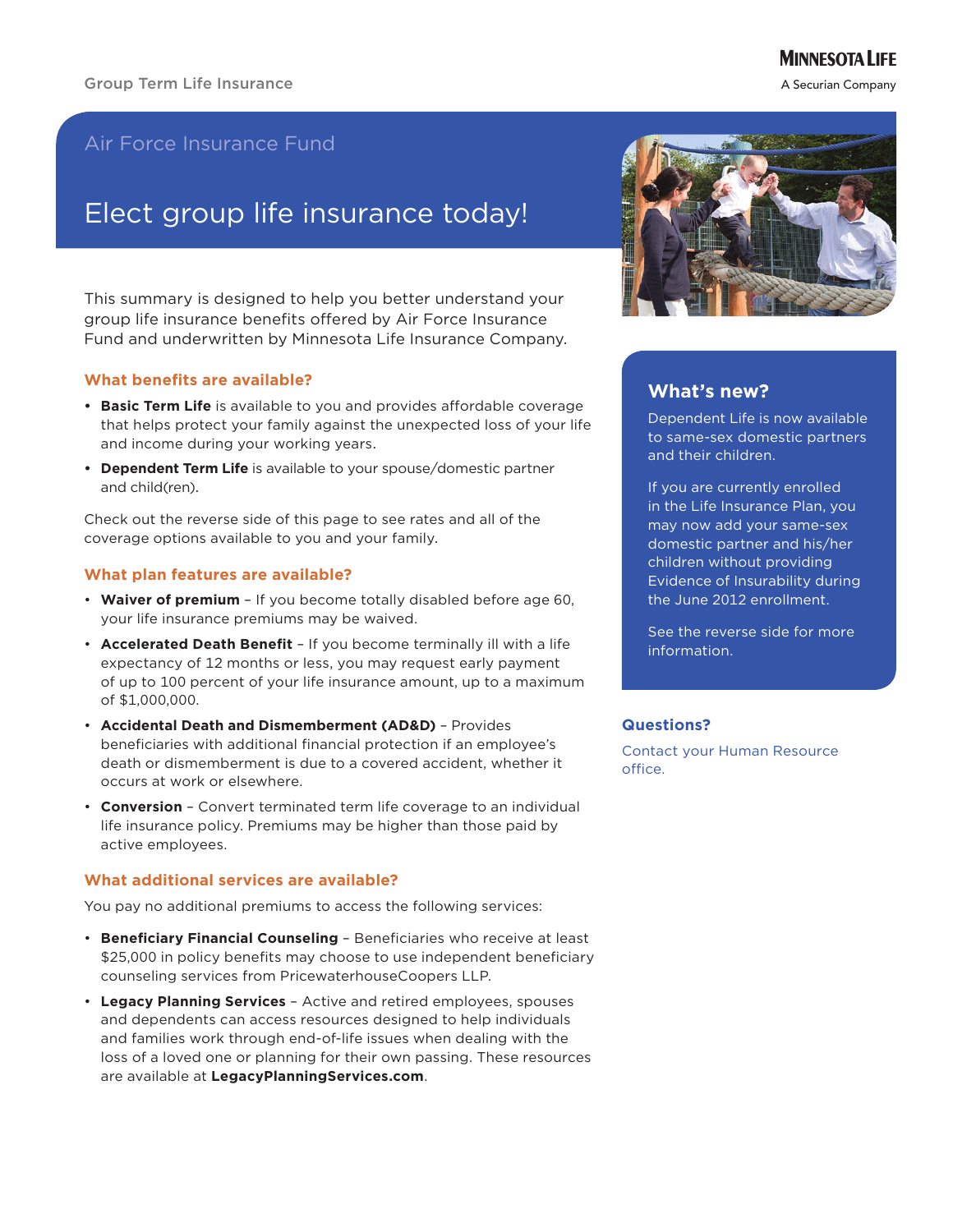Group Term Life Insurance

**Minnesota Life**
A Securian Company

## Air Force Insurance Fund

# Elect group life insurance today!

This summary is designed to help you better understand your group life insurance benefits offered by Air Force Insurance Fund and underwritten by Minnesota Life Insurance Company.

### What benefits are available?

- **Basic Term Life** is available to you and provides affordable coverage that helps protect your family against the unexpected loss of your life and income during your working years.
- **Dependent Term Life** is available to your spouse/domestic partner and child(ren).

Check out the reverse side of this page to see rates and all of the coverage options available to you and your family.

### What plan features are available?

- **Waiver of premium** – If you become totally disabled before age 60, your life insurance premiums may be waived.
- **Accelerated Death Benefit** – If you become terminally ill with a life expectancy of 12 months or less, you may request early payment of up to 100 percent of your life insurance amount, up to a maximum of $1,000,000.
- **Accidental Death and Dismemberment (AD&D)** – Provides beneficiaries with additional financial protection if an employee's death or dismemberment is due to a covered accident, whether it occurs at work or elsewhere.
- **Conversion** – Convert terminated term life coverage to an individual life insurance policy. Premiums may be higher than those paid by active employees.

### What additional services are available?

You pay no additional premiums to access the following services:

- **Beneficiary Financial Counseling** – Beneficiaries who receive at least $25,000 in policy benefits may choose to use independent beneficiary counseling services from PricewaterhouseCoopers LLP.
- **Legacy Planning Services** – Active and retired employees, spouses and dependents can access resources designed to help individuals and families work through end-of-life issues when dealing with the loss of a loved one or planning for their own passing. These resources are available at **LegacyPlanningServices.com**.

### What's new?

Dependent Life is now available to same-sex domestic partners and their children.

If you are currently enrolled in the Life Insurance Plan, you may now add your same-sex domestic partner and his/her children without providing Evidence of Insurability during the June 2012 enrollment.

See the reverse side for more information.

### Questions?

Contact your Human Resource office.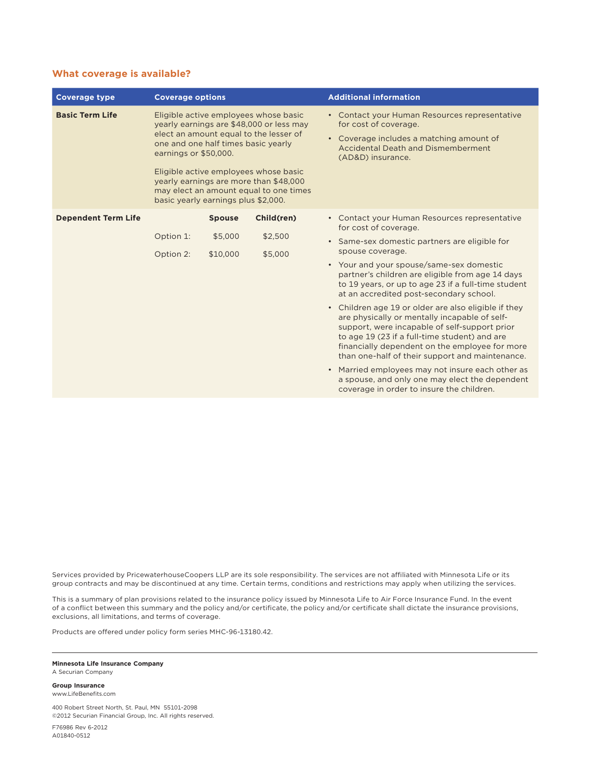## What coverage is available?

| Coverage type | Coverage options | Additional information |
|---|---|---|
| **Basic Term Life** | Eligible active employees whose basic yearly earnings are $48,000 or less may elect an amount equal to the lesser of one and one half times basic yearly earnings or $50,000.<br><br>Eligible active employees whose basic yearly earnings are more than $48,000 may elect an amount equal to one times basic yearly earnings plus $2,000. | • Contact your Human Resources representative for cost of coverage.<br>• Coverage includes a matching amount of Accidental Death and Dismemberment (AD&D) insurance. |
| **Dependent Term Life** | **Spouse** / **Child(ren)**<br>Option 1: $5,000 / $2,500<br>Option 2: $10,000 / $5,000 | • Contact your Human Resources representative for cost of coverage.<br>• Same-sex domestic partners are eligible for spouse coverage.<br>• Your and your spouse/same-sex domestic partner's children are eligible from age 14 days to 19 years, or up to age 23 if a full-time student at an accredited post-secondary school.<br>• Children age 19 or older are also eligible if they are physically or mentally incapable of self-support, were incapable of self-support prior to age 19 (23 if a full-time student) and are financially dependent on the employee for more than one-half of their support and maintenance.<br>• Married employees may not insure each other as a spouse, and only one may elect the dependent coverage in order to insure the children. |

Services provided by PricewaterhouseCoopers LLP are its sole responsibility. The services are not affiliated with Minnesota Life or its group contracts and may be discontinued at any time. Certain terms, conditions and restrictions may apply when utilizing the services.

This is a summary of plan provisions related to the insurance policy issued by Minnesota Life to Air Force Insurance Fund. In the event of a conflict between this summary and the policy and/or certificate, the policy and/or certificate shall dictate the insurance provisions, exclusions, all limitations, and terms of coverage.

Products are offered under policy form series MHC-96-13180.42.

**Minnesota Life Insurance Company**
A Securian Company

**Group Insurance**
www.LifeBenefits.com

400 Robert Street North, St. Paul, MN 55101-2098
©2012 Securian Financial Group, Inc. All rights reserved.

F76986 Rev 6-2012
A01840-0512